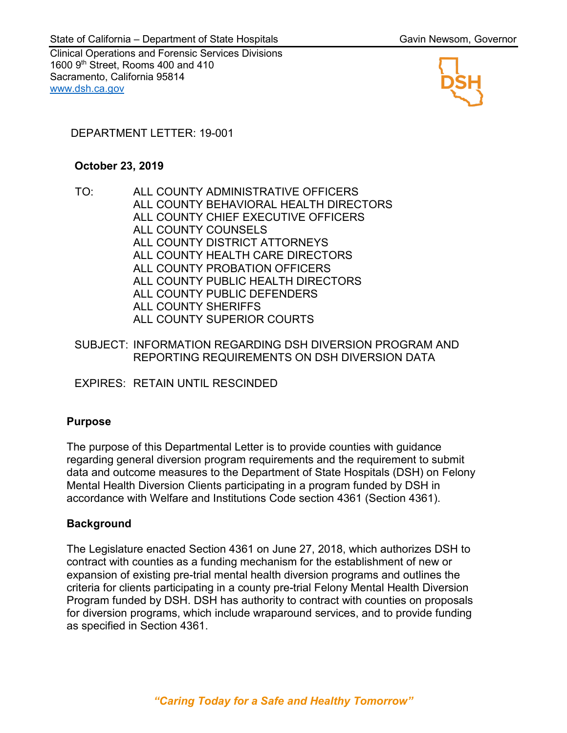State of California – Department of State Hospitals | Gavin Newsom, Governor

Clinical Operations and Forensic Services Divisions
1600 9th Street, Rooms 400 and 410
Sacramento, California 95814
www.dsh.ca.gov

DEPARTMENT LETTER: 19-001

**October 23, 2019**

TO: ALL COUNTY ADMINISTRATIVE OFFICERS
ALL COUNTY BEHAVIORAL HEALTH DIRECTORS
ALL COUNTY CHIEF EXECUTIVE OFFICERS
ALL COUNTY COUNSELS
ALL COUNTY DISTRICT ATTORNEYS
ALL COUNTY HEALTH CARE DIRECTORS
ALL COUNTY PROBATION OFFICERS
ALL COUNTY PUBLIC HEALTH DIRECTORS
ALL COUNTY PUBLIC DEFENDERS
ALL COUNTY SHERIFFS
ALL COUNTY SUPERIOR COURTS

SUBJECT: INFORMATION REGARDING DSH DIVERSION PROGRAM AND REPORTING REQUIREMENTS ON DSH DIVERSION DATA

EXPIRES: RETAIN UNTIL RESCINDED

## Purpose

The purpose of this Departmental Letter is to provide counties with guidance regarding general diversion program requirements and the requirement to submit data and outcome measures to the Department of State Hospitals (DSH) on Felony Mental Health Diversion Clients participating in a program funded by DSH in accordance with Welfare and Institutions Code section 4361 (Section 4361).

## Background

The Legislature enacted Section 4361 on June 27, 2018, which authorizes DSH to contract with counties as a funding mechanism for the establishment of new or expansion of existing pre-trial mental health diversion programs and outlines the criteria for clients participating in a county pre-trial Felony Mental Health Diversion Program funded by DSH. DSH has authority to contract with counties on proposals for diversion programs, which include wraparound services, and to provide funding as specified in Section 4361.

*"Caring Today for a Safe and Healthy Tomorrow"*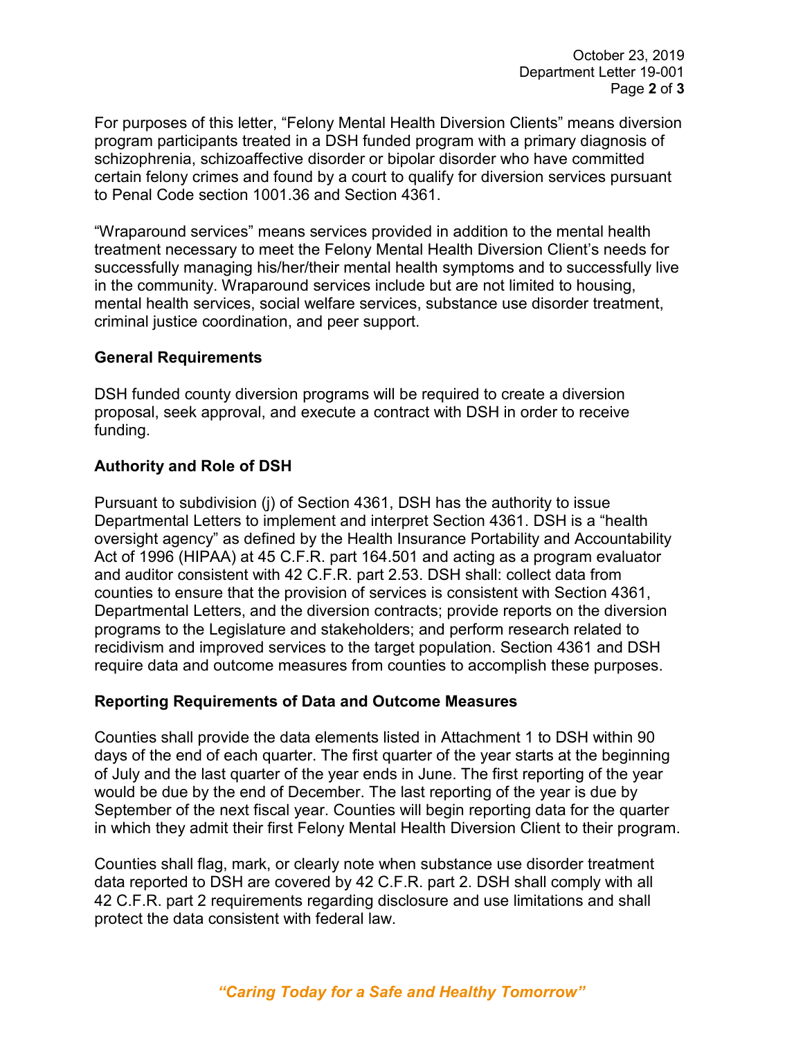For purposes of this letter, “Felony Mental Health Diversion Clients” means diversion program participants treated in a DSH funded program with a primary diagnosis of schizophrenia, schizoaffective disorder or bipolar disorder who have committed certain felony crimes and found by a court to qualify for diversion services pursuant to Penal Code section 1001.36 and Section 4361.

“Wraparound services” means services provided in addition to the mental health treatment necessary to meet the Felony Mental Health Diversion Client’s needs for successfully managing his/her/their mental health symptoms and to successfully live in the community. Wraparound services include but are not limited to housing, mental health services, social welfare services, substance use disorder treatment, criminal justice coordination, and peer support.

**General Requirements**

DSH funded county diversion programs will be required to create a diversion proposal, seek approval, and execute a contract with DSH in order to receive funding.

**Authority and Role of DSH**

Pursuant to subdivision (j) of Section 4361, DSH has the authority to issue Departmental Letters to implement and interpret Section 4361. DSH is a “health oversight agency” as defined by the Health Insurance Portability and Accountability Act of 1996 (HIPAA) at 45 C.F.R. part 164.501 and acting as a program evaluator and auditor consistent with 42 C.F.R. part 2.53. DSH shall: collect data from counties to ensure that the provision of services is consistent with Section 4361, Departmental Letters, and the diversion contracts; provide reports on the diversion programs to the Legislature and stakeholders; and perform research related to recidivism and improved services to the target population. Section 4361 and DSH require data and outcome measures from counties to accomplish these purposes.

**Reporting Requirements of Data and Outcome Measures**

Counties shall provide the data elements listed in Attachment 1 to DSH within 90 days of the end of each quarter. The first quarter of the year starts at the beginning of July and the last quarter of the year ends in June. The first reporting of the year would be due by the end of December. The last reporting of the year is due by September of the next fiscal year. Counties will begin reporting data for the quarter in which they admit their first Felony Mental Health Diversion Client to their program.

Counties shall flag, mark, or clearly note when substance use disorder treatment data reported to DSH are covered by 42 C.F.R. part 2. DSH shall comply with all 42 C.F.R. part 2 requirements regarding disclosure and use limitations and shall protect the data consistent with federal law.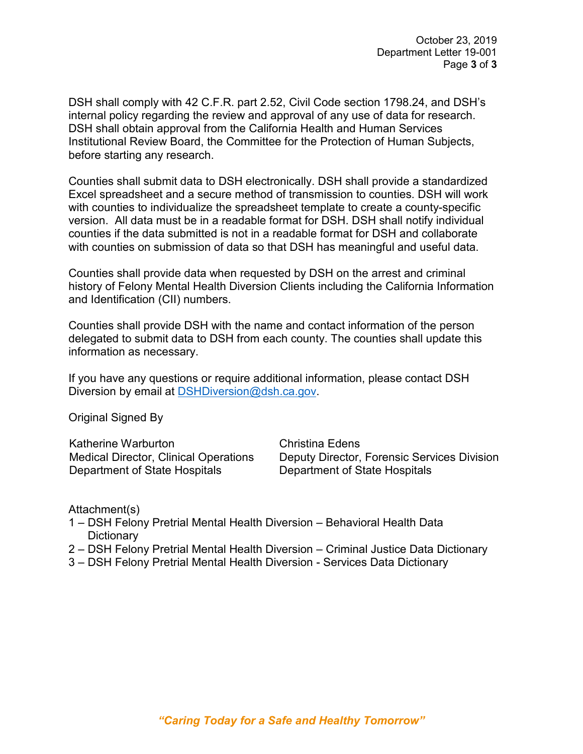DSH shall comply with 42 C.F.R. part 2.52, Civil Code section 1798.24, and DSH's internal policy regarding the review and approval of any use of data for research. DSH shall obtain approval from the California Health and Human Services Institutional Review Board, the Committee for the Protection of Human Subjects, before starting any research.

Counties shall submit data to DSH electronically. DSH shall provide a standardized Excel spreadsheet and a secure method of transmission to counties. DSH will work with counties to individualize the spreadsheet template to create a county-specific version. All data must be in a readable format for DSH. DSH shall notify individual counties if the data submitted is not in a readable format for DSH and collaborate with counties on submission of data so that DSH has meaningful and useful data.

Counties shall provide data when requested by DSH on the arrest and criminal history of Felony Mental Health Diversion Clients including the California Information and Identification (CII) numbers.

Counties shall provide DSH with the name and contact information of the person delegated to submit data to DSH from each county. The counties shall update this information as necessary.

If you have any questions or require additional information, please contact DSH Diversion by email at DSHDiversion@dsh.ca.gov.

Original Signed By

Katherine Warburton
Medical Director, Clinical Operations
Department of State Hospitals

Christina Edens
Deputy Director, Forensic Services Division
Department of State Hospitals

Attachment(s)

1 – DSH Felony Pretrial Mental Health Diversion – Behavioral Health Data Dictionary
2 – DSH Felony Pretrial Mental Health Diversion – Criminal Justice Data Dictionary
3 – DSH Felony Pretrial Mental Health Diversion - Services Data Dictionary

*“Caring Today for a Safe and Healthy Tomorrow”*